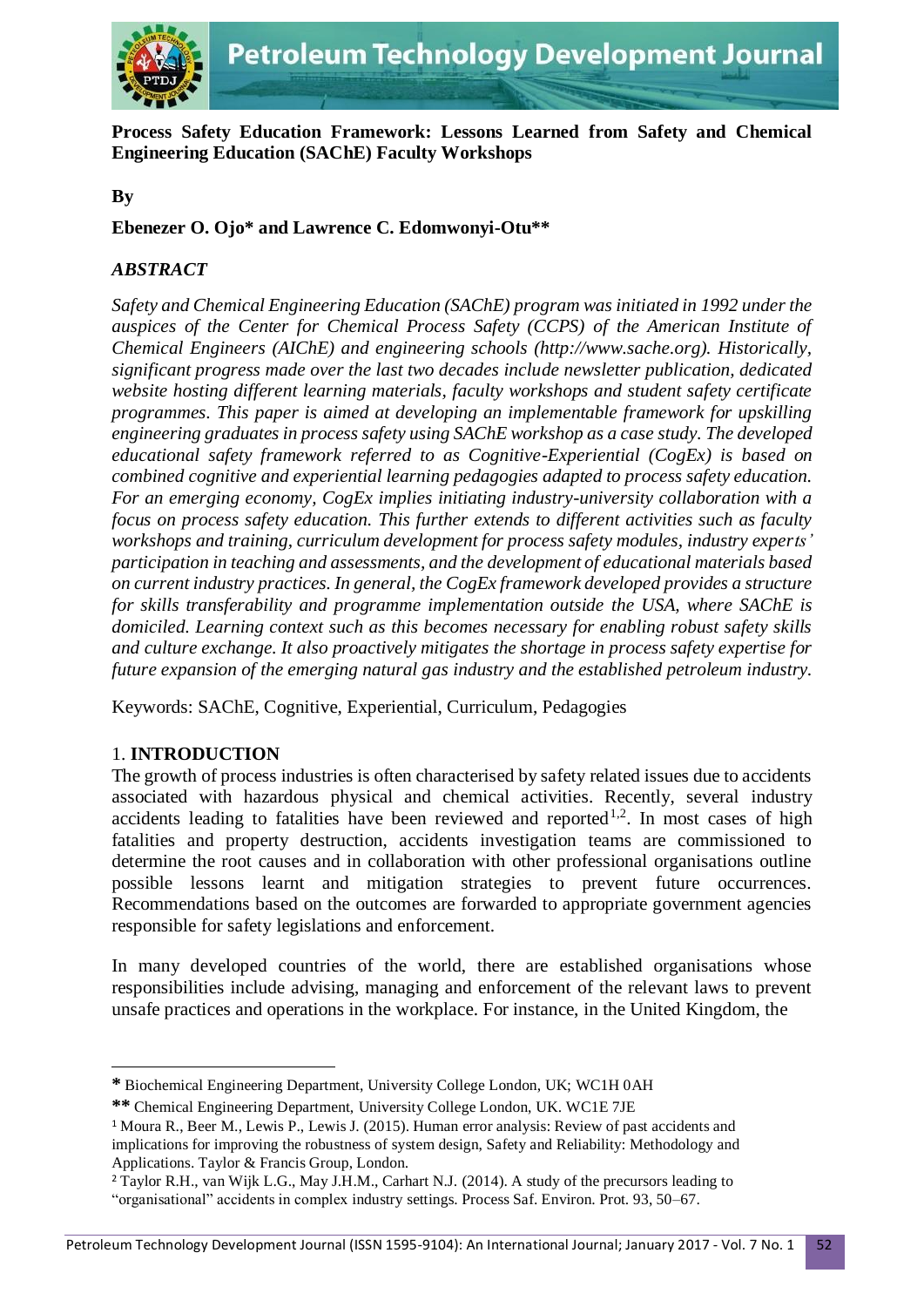# Process Safety Education Framework: Lessons Learned from Safety and Chemical Engineering Education (SAChE) Faculty Workshops

**By**

**Ebenezer O. Ojo* and Lawrence C. Edomwonyi-Otu****

## *ABSTRACT*

*Safety and Chemical Engineering Education (SAChE) program was initiated in 1992 under the auspices of the Center for Chemical Process Safety (CCPS) of the American Institute of Chemical Engineers (AIChE) and engineering schools (http://www.sache.org). Historically, significant progress made over the last two decades include newsletter publication, dedicated website hosting different learning materials, faculty workshops and student safety certificate programmes. This paper is aimed at developing an implementable framework for upskilling engineering graduates in process safety using SAChE workshop as a case study. The developed educational safety framework referred to as Cognitive-Experiential (CogEx) is based on combined cognitive and experiential learning pedagogies adapted to process safety education. For an emerging economy, CogEx implies initiating industry-university collaboration with a focus on process safety education. This further extends to different activities such as faculty workshops and training, curriculum development for process safety modules, industry experts' participation in teaching and assessments, and the development of educational materials based on current industry practices. In general, the CogEx framework developed provides a structure for skills transferability and programme implementation outside the USA, where SAChE is domiciled. Learning context such as this becomes necessary for enabling robust safety skills and culture exchange. It also proactively mitigates the shortage in process safety expertise for future expansion of the emerging natural gas industry and the established petroleum industry.*

Keywords: SAChE, Cognitive, Experiential, Curriculum, Pedagogies

## 1. INTRODUCTION

The growth of process industries is often characterised by safety related issues due to accidents associated with hazardous physical and chemical activities. Recently, several industry accidents leading to fatalities have been reviewed and reported[1,2]. In most cases of high fatalities and property destruction, accidents investigation teams are commissioned to determine the root causes and in collaboration with other professional organisations outline possible lessons learnt and mitigation strategies to prevent future occurrences. Recommendations based on the outcomes are forwarded to appropriate government agencies responsible for safety legislations and enforcement.

In many developed countries of the world, there are established organisations whose responsibilities include advising, managing and enforcement of the relevant laws to prevent unsafe practices and operations in the workplace. For instance, in the United Kingdom, the

---

\* Biochemical Engineering Department, University College London, UK; WC1H 0AH

** Chemical Engineering Department, University College London, UK. WC1E 7JE

[1] Moura R., Beer M., Lewis P., Lewis J. (2015). Human error analysis: Review of past accidents and implications for improving the robustness of system design, Safety and Reliability: Methodology and Applications. Taylor & Francis Group, London.

[2] Taylor R.H., van Wijk L.G., May J.H.M., Carhart N.J. (2014). A study of the precursors leading to "organisational" accidents in complex industry settings. Process Saf. Environ. Prot. 93, 50–67.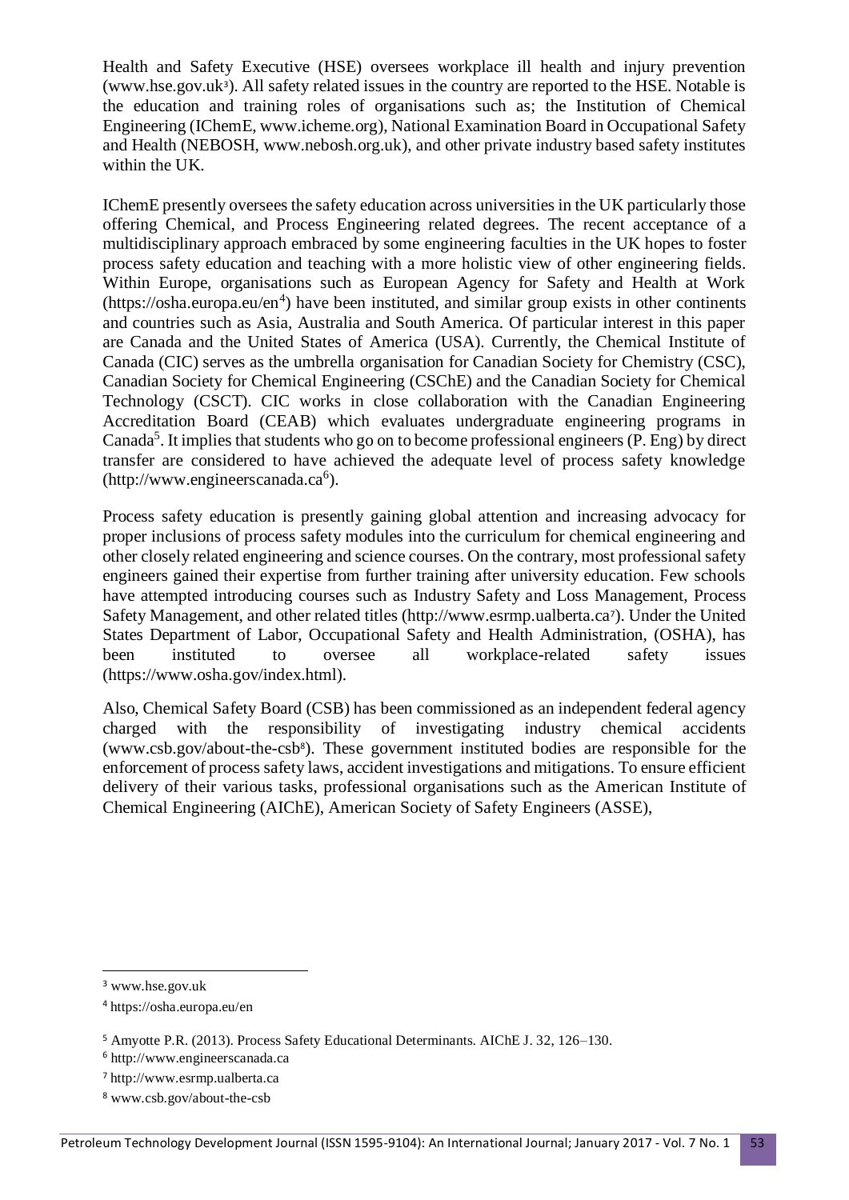Health and Safety Executive (HSE) oversees workplace ill health and injury prevention (www.hse.gov.uk[3]). All safety related issues in the country are reported to the HSE. Notable is the education and training roles of organisations such as; the Institution of Chemical Engineering (IChemE, www.icheme.org), National Examination Board in Occupational Safety and Health (NEBOSH, www.nebosh.org.uk), and other private industry based safety institutes within the UK.

IChemE presently oversees the safety education across universities in the UK particularly those offering Chemical, and Process Engineering related degrees. The recent acceptance of a multidisciplinary approach embraced by some engineering faculties in the UK hopes to foster process safety education and teaching with a more holistic view of other engineering fields. Within Europe, organisations such as European Agency for Safety and Health at Work (https://osha.europa.eu/en[4]) have been instituted, and similar group exists in other continents and countries such as Asia, Australia and South America. Of particular interest in this paper are Canada and the United States of America (USA). Currently, the Chemical Institute of Canada (CIC) serves as the umbrella organisation for Canadian Society for Chemistry (CSC), Canadian Society for Chemical Engineering (CSChE) and the Canadian Society for Chemical Technology (CSCT). CIC works in close collaboration with the Canadian Engineering Accreditation Board (CEAB) which evaluates undergraduate engineering programs in Canada[5]. It implies that students who go on to become professional engineers (P. Eng) by direct transfer are considered to have achieved the adequate level of process safety knowledge (http://www.engineerscanada.ca[6]).

Process safety education is presently gaining global attention and increasing advocacy for proper inclusions of process safety modules into the curriculum for chemical engineering and other closely related engineering and science courses. On the contrary, most professional safety engineers gained their expertise from further training after university education. Few schools have attempted introducing courses such as Industry Safety and Loss Management, Process Safety Management, and other related titles (http://www.esrmp.ualberta.ca[7]). Under the United States Department of Labor, Occupational Safety and Health Administration, (OSHA), has been instituted to oversee all workplace-related safety issues (https://www.osha.gov/index.html).

Also, Chemical Safety Board (CSB) has been commissioned as an independent federal agency charged with the responsibility of investigating industry chemical accidents (www.csb.gov/about-the-csb[8]). These government instituted bodies are responsible for the enforcement of process safety laws, accident investigations and mitigations. To ensure efficient delivery of their various tasks, professional organisations such as the American Institute of Chemical Engineering (AIChE), American Society of Safety Engineers (ASSE),

---

[3] www.hse.gov.uk

[4] https://osha.europa.eu/en

[5] Amyotte P.R. (2013). Process Safety Educational Determinants. AIChE J. 32, 126–130.

[6] http://www.engineerscanada.ca

[7] http://www.esrmp.ualberta.ca

[8] www.csb.gov/about-the-csb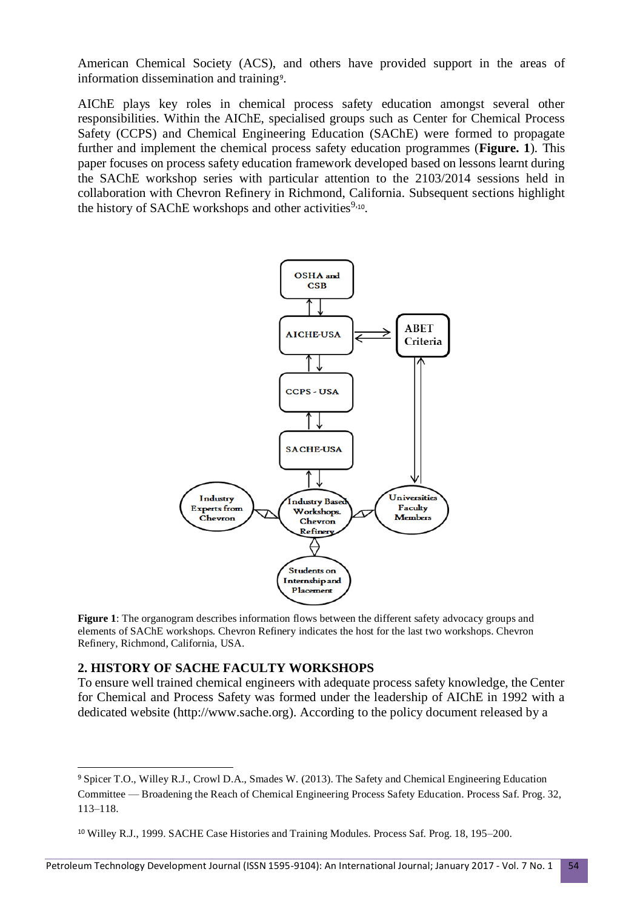American Chemical Society (ACS), and others have provided support in the areas of information dissemination and training[9].

AIChE plays key roles in chemical process safety education amongst several other responsibilities. Within the AIChE, specialised groups such as Center for Chemical Process Safety (CCPS) and Chemical Engineering Education (SAChE) were formed to propagate further and implement the chemical process safety education programmes (**Figure. 1**). This paper focuses on process safety education framework developed based on lessons learnt during the SAChE workshop series with particular attention to the 2103/2014 sessions held in collaboration with Chevron Refinery in Richmond, California. Subsequent sections highlight the history of SAChE workshops and other activities[9,10].

OSHA and CSB

AICHE-USA

ABET Criteria

CCPS - USA

SACHE-USA

Industry Experts from Chevron

Industry Based Workshops. Chevron Refinery

Universities Faculty Members

Students on Internship and Placement

**Figure 1**: The organogram describes information flows between the different safety advocacy groups and elements of SAChE workshops. Chevron Refinery indicates the host for the last two workshops. Chevron Refinery, Richmond, California, USA.

## 2. HISTORY OF SACHE FACULTY WORKSHOPS

To ensure well trained chemical engineers with adequate process safety knowledge, the Center for Chemical and Process Safety was formed under the leadership of AIChE in 1992 with a dedicated website (http://www.sache.org). According to the policy document released by a

---

[9] Spicer T.O., Willey R.J., Crowl D.A., Smades W. (2013). The Safety and Chemical Engineering Education Committee — Broadening the Reach of Chemical Engineering Process Safety Education. Process Saf. Prog. 32, 113–118.

[10] Willey R.J., 1999. SACHE Case Histories and Training Modules. Process Saf. Prog. 18, 195–200.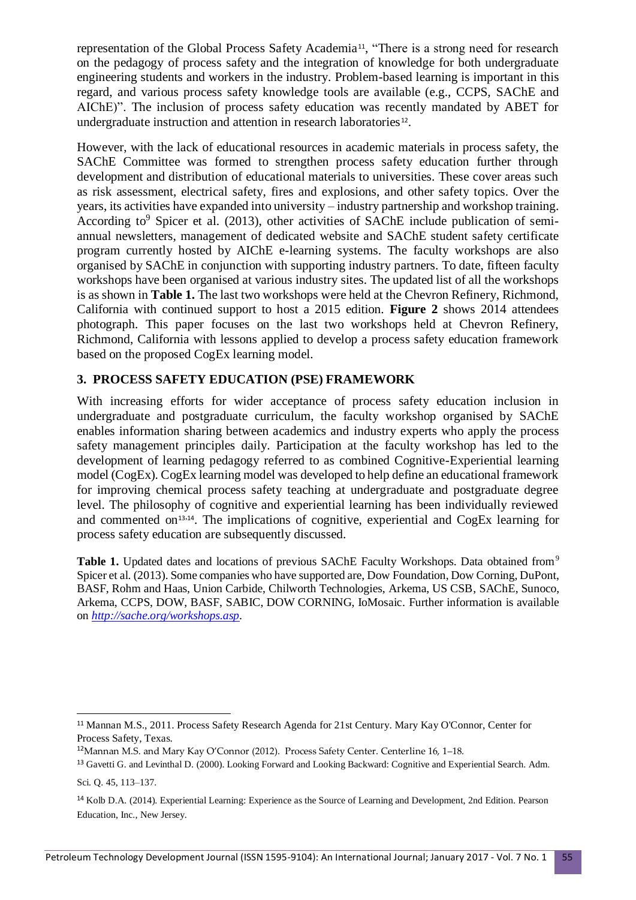representation of the Global Process Safety Academia[11], "There is a strong need for research on the pedagogy of process safety and the integration of knowledge for both undergraduate engineering students and workers in the industry. Problem-based learning is important in this regard, and various process safety knowledge tools are available (e.g., CCPS, SAChE and AIChE)". The inclusion of process safety education was recently mandated by ABET for undergraduate instruction and attention in research laboratories[12].

However, with the lack of educational resources in academic materials in process safety, the SAChE Committee was formed to strengthen process safety education further through development and distribution of educational materials to universities. These cover areas such as risk assessment, electrical safety, fires and explosions, and other safety topics. Over the years, its activities have expanded into university – industry partnership and workshop training. According to[9] Spicer et al. (2013), other activities of SAChE include publication of semi-annual newsletters, management of dedicated website and SAChE student safety certificate program currently hosted by AIChE e-learning systems. The faculty workshops are also organised by SAChE in conjunction with supporting industry partners. To date, fifteen faculty workshops have been organised at various industry sites. The updated list of all the workshops is as shown in **Table 1.** The last two workshops were held at the Chevron Refinery, Richmond, California with continued support to host a 2015 edition. **Figure 2** shows 2014 attendees photograph. This paper focuses on the last two workshops held at Chevron Refinery, Richmond, California with lessons applied to develop a process safety education framework based on the proposed CogEx learning model.

## 3. PROCESS SAFETY EDUCATION (PSE) FRAMEWORK

With increasing efforts for wider acceptance of process safety education inclusion in undergraduate and postgraduate curriculum, the faculty workshop organised by SAChE enables information sharing between academics and industry experts who apply the process safety management principles daily. Participation at the faculty workshop has led to the development of learning pedagogy referred to as combined Cognitive-Experiential learning model (CogEx). CogEx learning model was developed to help define an educational framework for improving chemical process safety teaching at undergraduate and postgraduate degree level. The philosophy of cognitive and experiential learning has been individually reviewed and commented on[13,14]. The implications of cognitive, experiential and CogEx learning for process safety education are subsequently discussed.

**Table 1.** Updated dates and locations of previous SAChE Faculty Workshops. Data obtained from[9] Spicer et al. (2013). Some companies who have supported are, Dow Foundation, Dow Corning, DuPont, BASF, Rohm and Haas, Union Carbide, Chilworth Technologies, Arkema, US CSB, SAChE, Sunoco, Arkema, CCPS, DOW, BASF, SABIC, DOW CORNING, IoMosaic. Further information is available on *http://sache.org/workshops.asp*.

---

[11] Mannan M.S., 2011. Process Safety Research Agenda for 21st Century. Mary Kay O'Connor, Center for Process Safety, Texas.

[12] Mannan M.S. and Mary Kay O'Connor (2012). Process Safety Center. Centerline 16, 1–18.

[13] Gavetti G. and Levinthal D. (2000). Looking Forward and Looking Backward: Cognitive and Experiential Search. Adm. Sci. Q. 45, 113–137.

[14] Kolb D.A. (2014). Experiential Learning: Experience as the Source of Learning and Development, 2nd Edition. Pearson Education, Inc., New Jersey.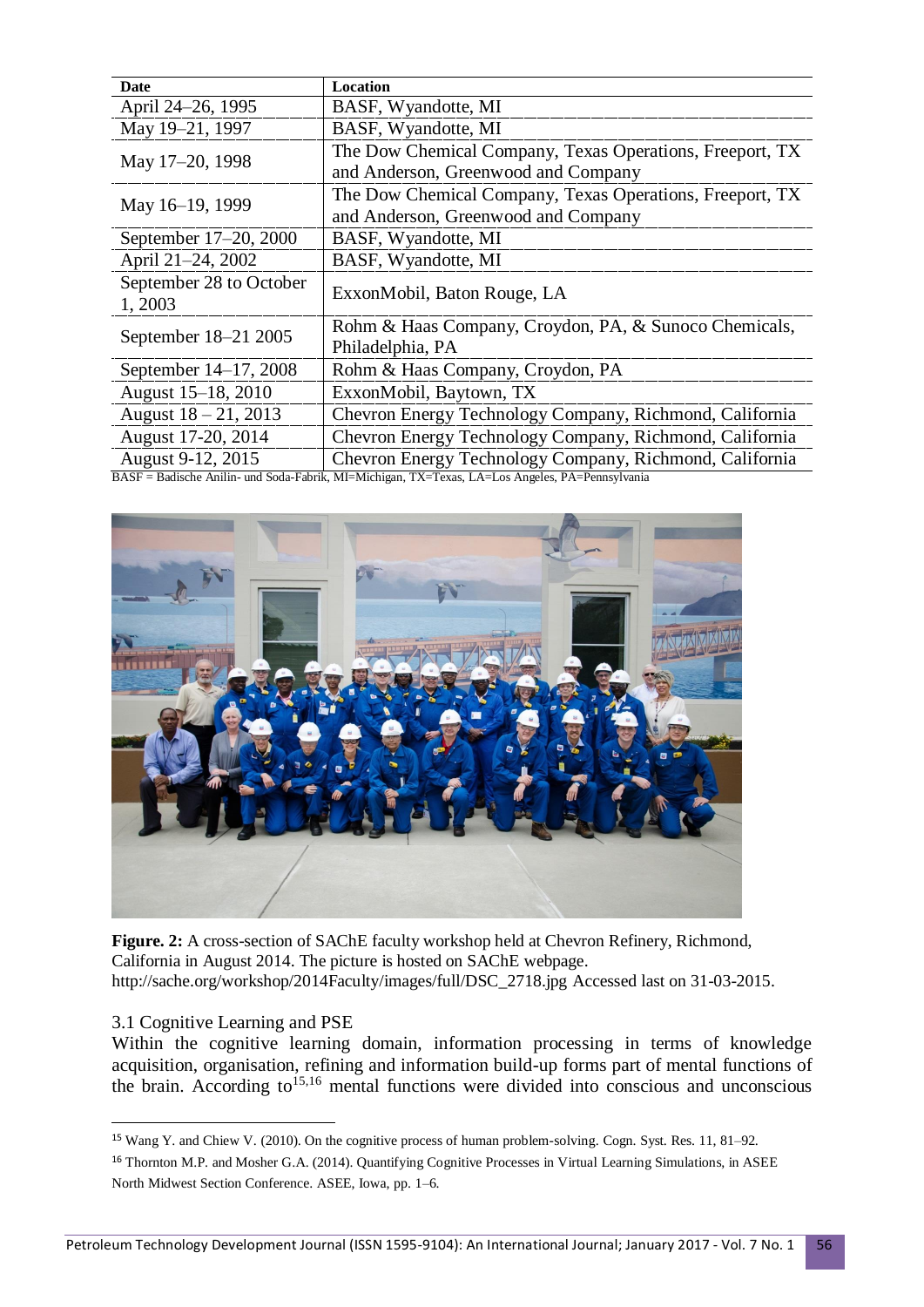| Date | Location |
| --- | --- |
| April 24–26, 1995 | BASF, Wyandotte, MI |
| May 19–21, 1997 | BASF, Wyandotte, MI |
| May 17–20, 1998 | The Dow Chemical Company, Texas Operations, Freeport, TX and Anderson, Greenwood and Company |
| May 16–19, 1999 | The Dow Chemical Company, Texas Operations, Freeport, TX and Anderson, Greenwood and Company |
| September 17–20, 2000 | BASF, Wyandotte, MI |
| April 21–24, 2002 | BASF, Wyandotte, MI |
| September 28 to October 1, 2003 | ExxonMobil, Baton Rouge, LA |
| September 18–21 2005 | Rohm & Haas Company, Croydon, PA, & Sunoco Chemicals, Philadelphia, PA |
| September 14–17, 2008 | Rohm & Haas Company, Croydon, PA |
| August 15–18, 2010 | ExxonMobil, Baytown, TX |
| August 18 – 21, 2013 | Chevron Energy Technology Company, Richmond, California |
| August 17-20, 2014 | Chevron Energy Technology Company, Richmond, California |
| August 9-12, 2015 | Chevron Energy Technology Company, Richmond, California |

BASF = Badische Anilin- und Soda-Fabrik, MI=Michigan, TX=Texas, LA=Los Angeles, PA=Pennsylvania

**Figure. 2:** A cross-section of SAChE faculty workshop held at Chevron Refinery, Richmond, California in August 2014. The picture is hosted on SAChE webpage. http://sache.org/workshop/2014Faculty/images/full/DSC_2718.jpg Accessed last on 31-03-2015.

### 3.1 Cognitive Learning and PSE

Within the cognitive learning domain, information processing in terms of knowledge acquisition, organisation, refining and information build-up forms part of mental functions of the brain. According to[15,16] mental functions were divided into conscious and unconscious

---

[15] Wang Y. and Chiew V. (2010). On the cognitive process of human problem-solving. Cogn. Syst. Res. 11, 81–92.

[16] Thornton M.P. and Mosher G.A. (2014). Quantifying Cognitive Processes in Virtual Learning Simulations, in ASEE North Midwest Section Conference. ASEE, Iowa, pp. 1–6.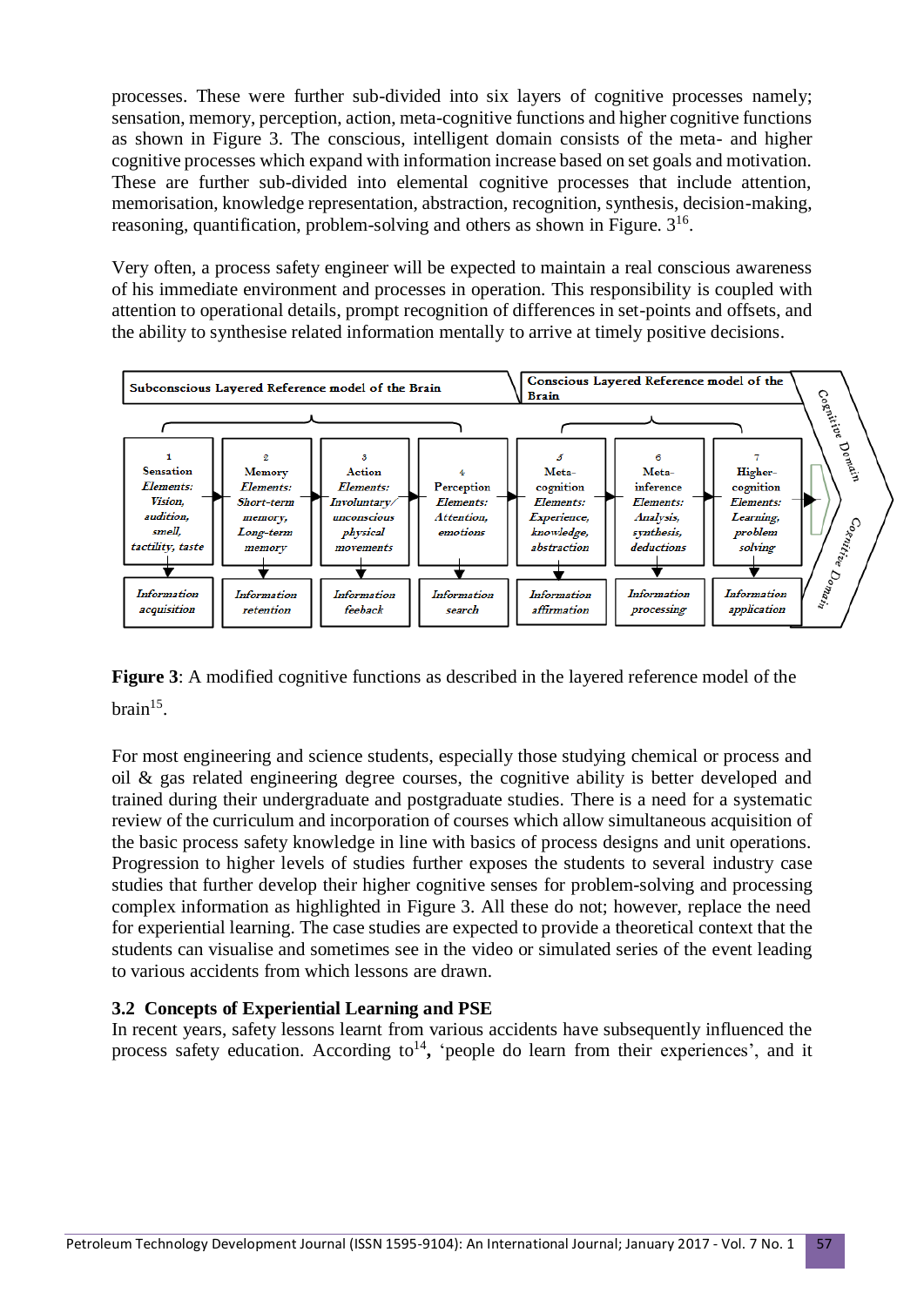processes. These were further sub-divided into six layers of cognitive processes namely; sensation, memory, perception, action, meta-cognitive functions and higher cognitive functions as shown in Figure 3. The conscious, intelligent domain consists of the meta- and higher cognitive processes which expand with information increase based on set goals and motivation. These are further sub-divided into elemental cognitive processes that include attention, memorisation, knowledge representation, abstraction, recognition, synthesis, decision-making, reasoning, quantification, problem-solving and others as shown in Figure. 3[16].

Very often, a process safety engineer will be expected to maintain a real conscious awareness of his immediate environment and processes in operation. This responsibility is coupled with attention to operational details, prompt recognition of differences in set-points and offsets, and the ability to synthesise related information mentally to arrive at timely positive decisions.

| Subconscious Layered Reference model of the Brain | | | | Conscious Layered Reference model of the Brain | | |
|---|---|---|---|---|---|---|
| 1 Sensation *Elements: Vision, audition, smell, tactility, taste* | 2 Memory *Elements: Short-term memory, Long-term memory* | 3 Action *Elements: Involuntary/ unconscious physical movements* | 4 Perception *Elements: Attention, emotions* | 5 Meta-cognition *Elements: Experience, knowledge, abstraction* | 6 Meta-inference *Elements: Analysis, synthesis, deductions* | 7 Higher-cognition *Elements: Learning, problem solving* |
| *Information acquisition* | *Information retention* | *Information feeback* | *Information search* | *Information affirmation* | *Information processing* | *Information application* |

Cognitive Domain

**Figure 3**: A modified cognitive functions as described in the layered reference model of the brain[15].

For most engineering and science students, especially those studying chemical or process and oil & gas related engineering degree courses, the cognitive ability is better developed and trained during their undergraduate and postgraduate studies. There is a need for a systematic review of the curriculum and incorporation of courses which allow simultaneous acquisition of the basic process safety knowledge in line with basics of process designs and unit operations. Progression to higher levels of studies further exposes the students to several industry case studies that further develop their higher cognitive senses for problem-solving and processing complex information as highlighted in Figure 3. All these do not; however, replace the need for experiential learning. The case studies are expected to provide a theoretical context that the students can visualise and sometimes see in the video or simulated series of the event leading to various accidents from which lessons are drawn.

### 3.2 Concepts of Experiential Learning and PSE

In recent years, safety lessons learnt from various accidents have subsequently influenced the process safety education. According to[14]**,** 'people do learn from their experiences', and it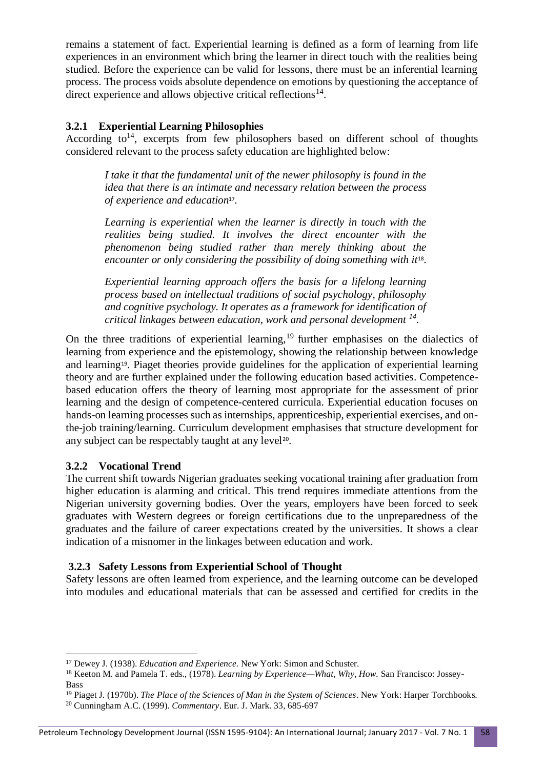remains a statement of fact. Experiential learning is defined as a form of learning from life experiences in an environment which bring the learner in direct touch with the realities being studied. Before the experience can be valid for lessons, there must be an inferential learning process. The process voids absolute dependence on emotions by questioning the acceptance of direct experience and allows objective critical reflections[14].

### 3.2.1 Experiential Learning Philosophies

According to[14], excerpts from few philosophers based on different school of thoughts considered relevant to the process safety education are highlighted below:

> *I take it that the fundamental unit of the newer philosophy is found in the idea that there is an intimate and necessary relation between the process of experience and education*[17].

> *Learning is experiential when the learner is directly in touch with the realities being studied. It involves the direct encounter with the phenomenon being studied rather than merely thinking about the encounter or only considering the possibility of doing something with it*[18].

> *Experiential learning approach offers the basis for a lifelong learning process based on intellectual traditions of social psychology, philosophy and cognitive psychology. It operates as a framework for identification of critical linkages between education, work and personal development* [14].

On the three traditions of experiential learning,[19] further emphasises on the dialectics of learning from experience and the epistemology, showing the relationship between knowledge and learning[19]. Piaget theories provide guidelines for the application of experiential learning theory and are further explained under the following education based activities. Competence-based education offers the theory of learning most appropriate for the assessment of prior learning and the design of competence-centered curricula. Experiential education focuses on hands-on learning processes such as internships, apprenticeship, experiential exercises, and on-the-job training/learning. Curriculum development emphasises that structure development for any subject can be respectably taught at any level[20].

### 3.2.2 Vocational Trend

The current shift towards Nigerian graduates seeking vocational training after graduation from higher education is alarming and critical. This trend requires immediate attentions from the Nigerian university governing bodies. Over the years, employers have been forced to seek graduates with Western degrees or foreign certifications due to the unpreparedness of the graduates and the failure of career expectations created by the universities. It shows a clear indication of a misnomer in the linkages between education and work.

### 3.2.3 Safety Lessons from Experiential School of Thought

Safety lessons are often learned from experience, and the learning outcome can be developed into modules and educational materials that can be assessed and certified for credits in the

---

[17] Dewey J. (1938). *Education and Experience.* New York: Simon and Schuster.

[18] Keeton M. and Pamela T. eds., (1978). *Learning by Experience—What, Why, How.* San Francisco: Jossey-Bass

[19] Piaget J. (1970b). *The Place of the Sciences of Man in the System of Sciences*. New York: Harper Torchbooks.

[20] Cunningham A.C. (1999). *Commentary*. Eur. J. Mark. 33, 685-697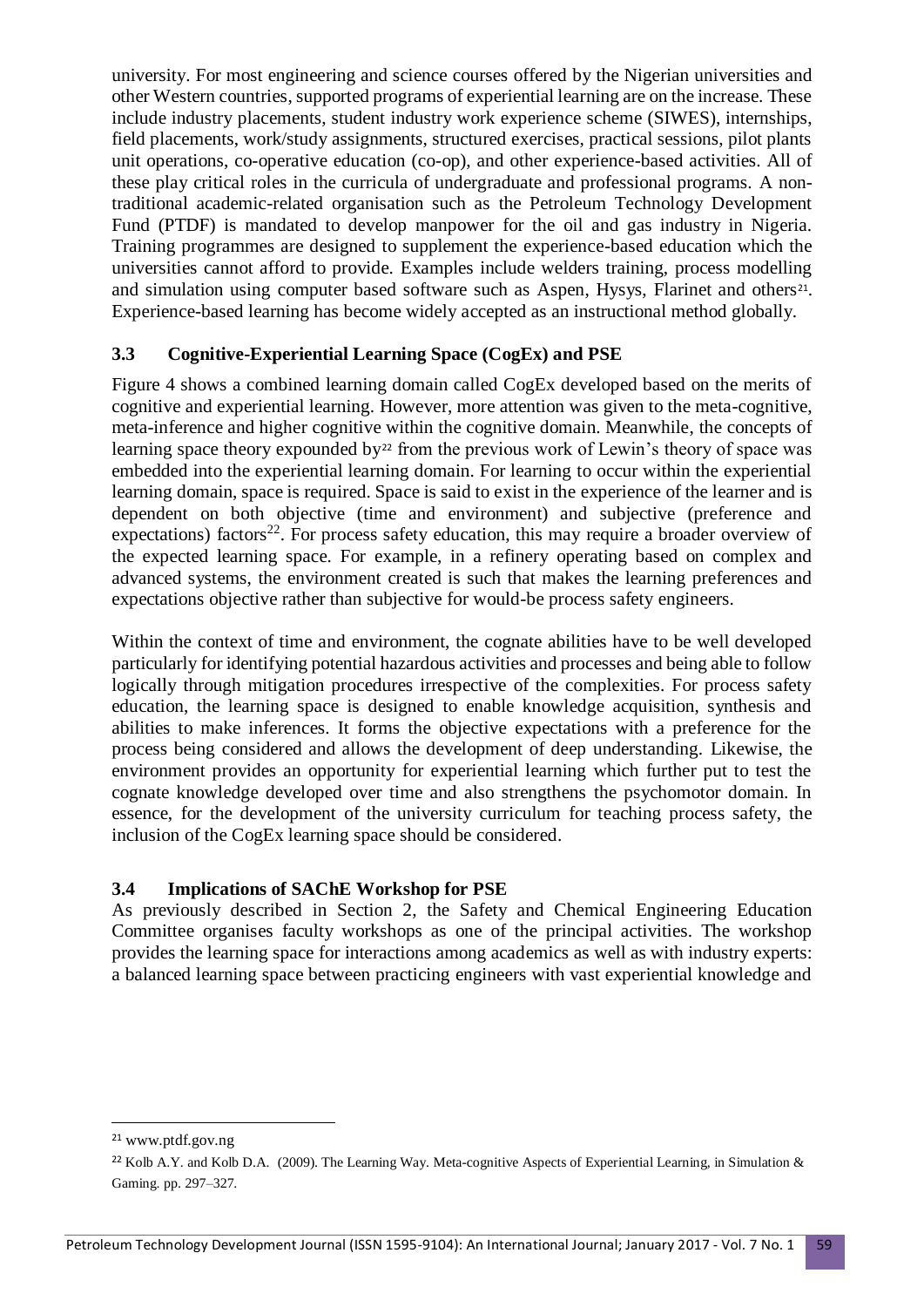university. For most engineering and science courses offered by the Nigerian universities and other Western countries, supported programs of experiential learning are on the increase. These include industry placements, student industry work experience scheme (SIWES), internships, field placements, work/study assignments, structured exercises, practical sessions, pilot plants unit operations, co-operative education (co-op), and other experience-based activities. All of these play critical roles in the curricula of undergraduate and professional programs. A non-traditional academic-related organisation such as the Petroleum Technology Development Fund (PTDF) is mandated to develop manpower for the oil and gas industry in Nigeria. Training programmes are designed to supplement the experience-based education which the universities cannot afford to provide. Examples include welders training, process modelling and simulation using computer based software such as Aspen, Hysys, Flarinet and others[21]. Experience-based learning has become widely accepted as an instructional method globally.

### 3.3 Cognitive-Experiential Learning Space (CogEx) and PSE

Figure 4 shows a combined learning domain called CogEx developed based on the merits of cognitive and experiential learning. However, more attention was given to the meta-cognitive, meta-inference and higher cognitive within the cognitive domain. Meanwhile, the concepts of learning space theory expounded by[22] from the previous work of Lewin's theory of space was embedded into the experiential learning domain. For learning to occur within the experiential learning domain, space is required. Space is said to exist in the experience of the learner and is dependent on both objective (time and environment) and subjective (preference and expectations) factors[22]. For process safety education, this may require a broader overview of the expected learning space. For example, in a refinery operating based on complex and advanced systems, the environment created is such that makes the learning preferences and expectations objective rather than subjective for would-be process safety engineers.

Within the context of time and environment, the cognate abilities have to be well developed particularly for identifying potential hazardous activities and processes and being able to follow logically through mitigation procedures irrespective of the complexities. For process safety education, the learning space is designed to enable knowledge acquisition, synthesis and abilities to make inferences. It forms the objective expectations with a preference for the process being considered and allows the development of deep understanding. Likewise, the environment provides an opportunity for experiential learning which further put to test the cognate knowledge developed over time and also strengthens the psychomotor domain. In essence, for the development of the university curriculum for teaching process safety, the inclusion of the CogEx learning space should be considered.

### 3.4 Implications of SAChE Workshop for PSE

As previously described in Section 2, the Safety and Chemical Engineering Education Committee organises faculty workshops as one of the principal activities. The workshop provides the learning space for interactions among academics as well as with industry experts: a balanced learning space between practicing engineers with vast experiential knowledge and

---

[21] www.ptdf.gov.ng

[22] Kolb A.Y. and Kolb D.A. (2009). The Learning Way. Meta-cognitive Aspects of Experiential Learning, in Simulation & Gaming. pp. 297–327.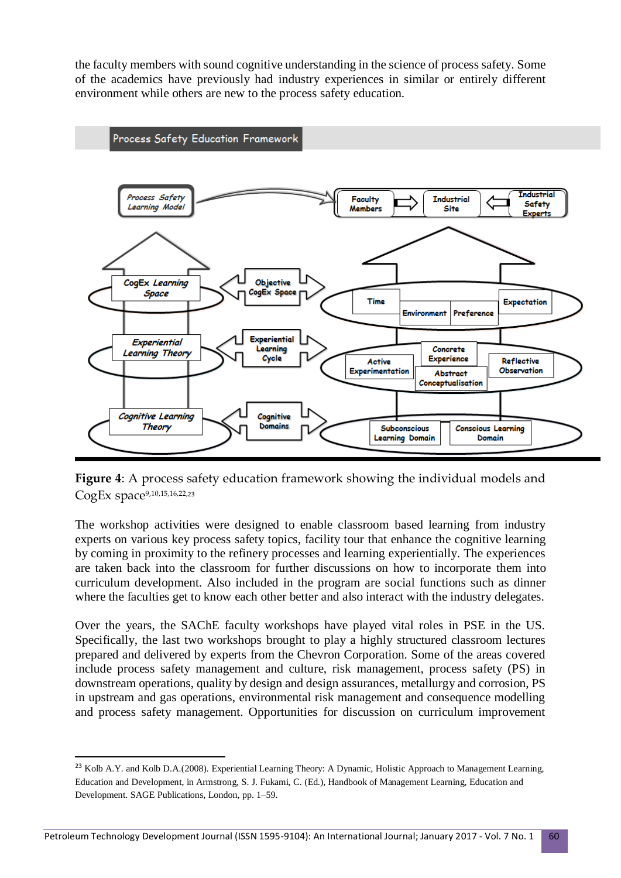the faculty members with sound cognitive understanding in the science of process safety. Some of the academics have previously had industry experiences in similar or entirely different environment while others are new to the process safety education.

**Figure 4**: A process safety education framework showing the individual models and CogEx space[9,10,15,16,22,23]

The workshop activities were designed to enable classroom based learning from industry experts on various key process safety topics, facility tour that enhance the cognitive learning by coming in proximity to the refinery processes and learning experientially. The experiences are taken back into the classroom for further discussions on how to incorporate them into curriculum development. Also included in the program are social functions such as dinner where the faculties get to know each other better and also interact with the industry delegates.

Over the years, the SAChE faculty workshops have played vital roles in PSE in the US. Specifically, the last two workshops brought to play a highly structured classroom lectures prepared and delivered by experts from the Chevron Corporation. Some of the areas covered include process safety management and culture, risk management, process safety (PS) in downstream operations, quality by design and design assurances, metallurgy and corrosion, PS in upstream and gas operations, environmental risk management and consequence modelling and process safety management. Opportunities for discussion on curriculum improvement

[23] Kolb A.Y. and Kolb D.A.(2008). Experiential Learning Theory: A Dynamic, Holistic Approach to Management Learning, Education and Development, in Armstrong, S. J. Fukami, C. (Ed.), Handbook of Management Learning, Education and Development. SAGE Publications, London, pp. 1–59.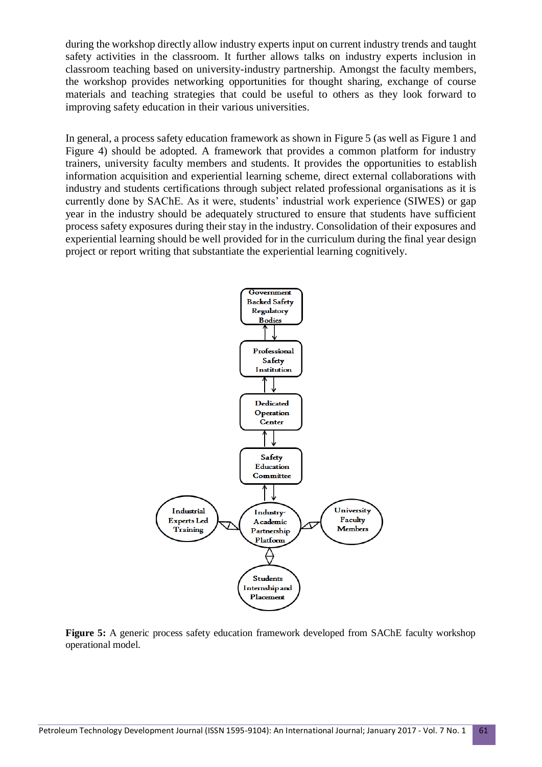during the workshop directly allow industry experts input on current industry trends and taught safety activities in the classroom. It further allows talks on industry experts inclusion in classroom teaching based on university-industry partnership. Amongst the faculty members, the workshop provides networking opportunities for thought sharing, exchange of course materials and teaching strategies that could be useful to others as they look forward to improving safety education in their various universities.

In general, a process safety education framework as shown in Figure 5 (as well as Figure 1 and Figure 4) should be adopted. A framework that provides a common platform for industry trainers, university faculty members and students. It provides the opportunities to establish information acquisition and experiential learning scheme, direct external collaborations with industry and students certifications through subject related professional organisations as it is currently done by SAChE. As it were, students' industrial work experience (SIWES) or gap year in the industry should be adequately structured to ensure that students have sufficient process safety exposures during their stay in the industry. Consolidation of their exposures and experiential learning should be well provided for in the curriculum during the final year design project or report writing that substantiate the experiential learning cognitively.

Government Backed Safety Regulatory Bodies

Professional Safety Institution

Dedicated Operation Center

Safety Education Committee

Industrial Experts Led Training

Industry-Academic Partnership Platform

University Faculty Members

Students Internship and Placement

**Figure 5:** A generic process safety education framework developed from SAChE faculty workshop operational model.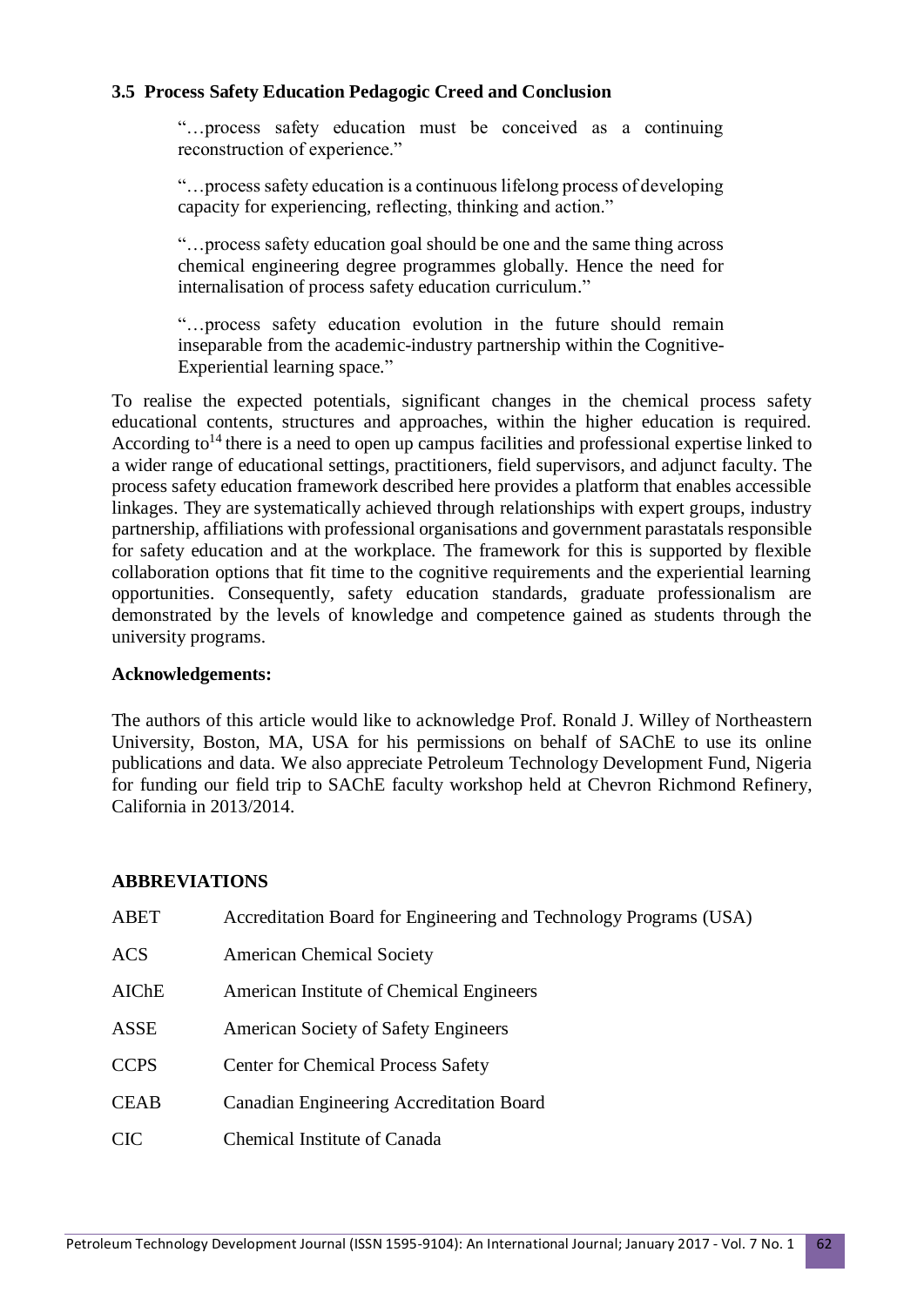### 3.5 Process Safety Education Pedagogic Creed and Conclusion

> "…process safety education must be conceived as a continuing reconstruction of experience."
>
> "…process safety education is a continuous lifelong process of developing capacity for experiencing, reflecting, thinking and action."
>
> "…process safety education goal should be one and the same thing across chemical engineering degree programmes globally. Hence the need for internalisation of process safety education curriculum."
>
> "…process safety education evolution in the future should remain inseparable from the academic-industry partnership within the Cognitive-Experiential learning space."

To realise the expected potentials, significant changes in the chemical process safety educational contents, structures and approaches, within the higher education is required. According to[14] there is a need to open up campus facilities and professional expertise linked to a wider range of educational settings, practitioners, field supervisors, and adjunct faculty. The process safety education framework described here provides a platform that enables accessible linkages. They are systematically achieved through relationships with expert groups, industry partnership, affiliations with professional organisations and government parastatals responsible for safety education and at the workplace. The framework for this is supported by flexible collaboration options that fit time to the cognitive requirements and the experiential learning opportunities. Consequently, safety education standards, graduate professionalism are demonstrated by the levels of knowledge and competence gained as students through the university programs.

**Acknowledgements:**

The authors of this article would like to acknowledge Prof. Ronald J. Willey of Northeastern University, Boston, MA, USA for his permissions on behalf of SAChE to use its online publications and data. We also appreciate Petroleum Technology Development Fund, Nigeria for funding our field trip to SAChE faculty workshop held at Chevron Richmond Refinery, California in 2013/2014.

### ABBREVIATIONS

| | |
|---|---|
| ABET | Accreditation Board for Engineering and Technology Programs (USA) |
| ACS | American Chemical Society |
| AIChE | American Institute of Chemical Engineers |
| ASSE | American Society of Safety Engineers |
| CCPS | Center for Chemical Process Safety |
| CEAB | Canadian Engineering Accreditation Board |
| CIC | Chemical Institute of Canada |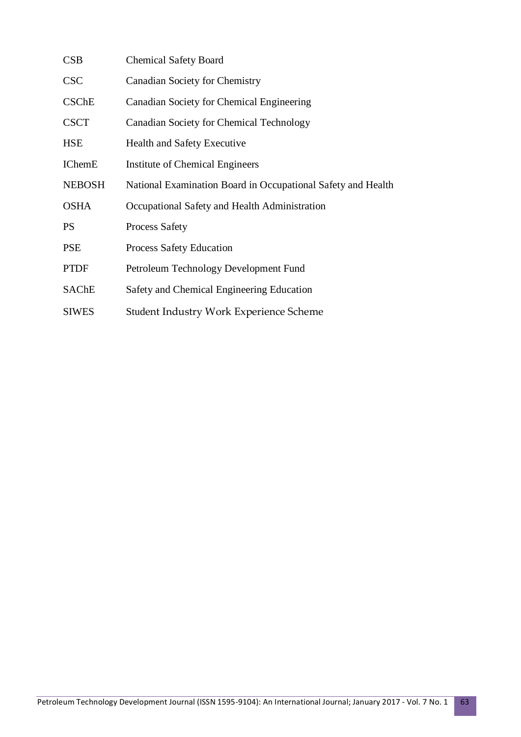| | |
|---|---|
| CSB | Chemical Safety Board |
| CSC | Canadian Society for Chemistry |
| CSChE | Canadian Society for Chemical Engineering |
| CSCT | Canadian Society for Chemical Technology |
| HSE | Health and Safety Executive |
| IChemE | Institute of Chemical Engineers |
| NEBOSH | National Examination Board in Occupational Safety and Health |
| OSHA | Occupational Safety and Health Administration |
| PS | Process Safety |
| PSE | Process Safety Education |
| PTDF | Petroleum Technology Development Fund |
| SAChE | Safety and Chemical Engineering Education |
| SIWES | Student Industry Work Experience Scheme |